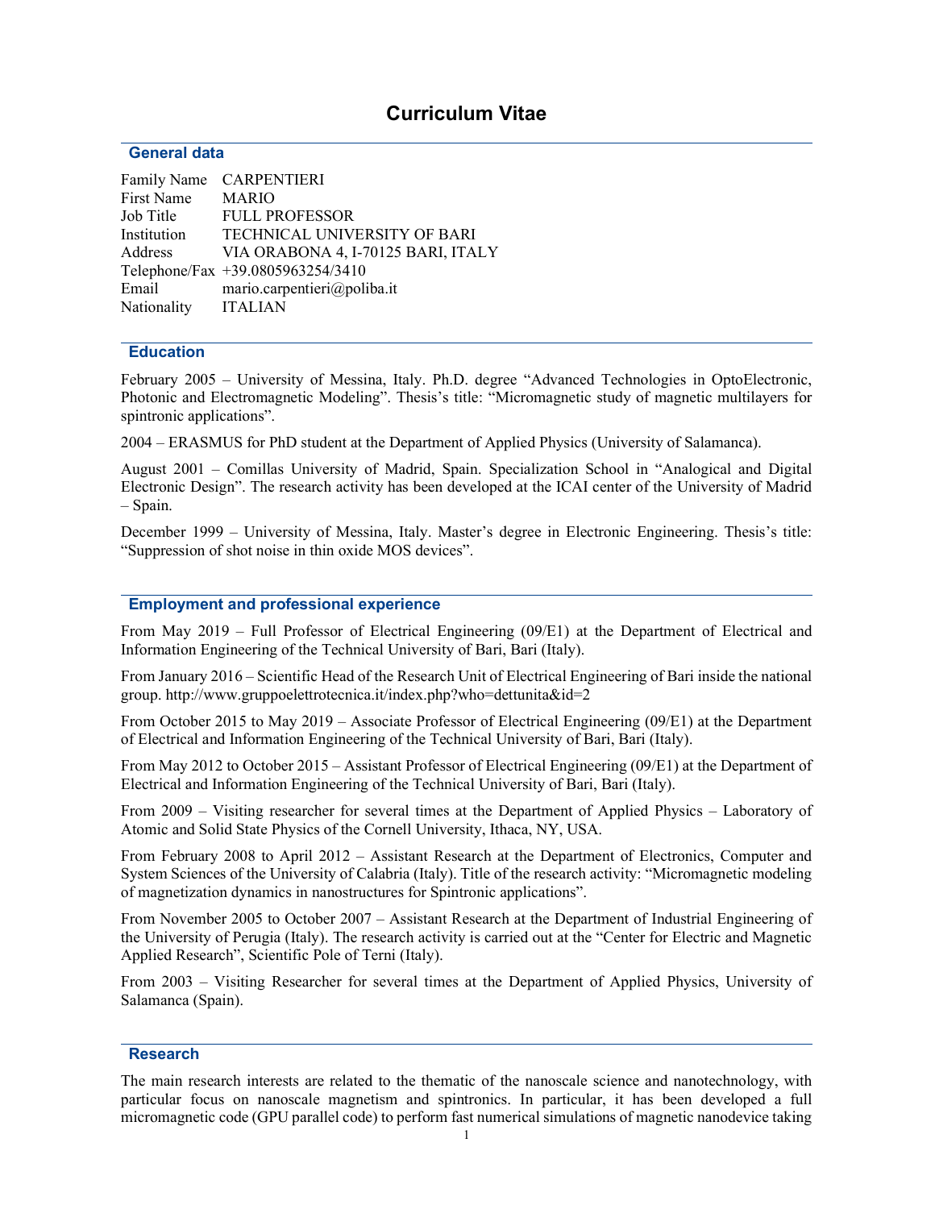# Curriculum Vitae

## General data

| | |
|---|---|
| Family Name | CARPENTIERI |
| First Name | MARIO |
| Job Title | FULL PROFESSOR |
| Institution | TECHNICAL UNIVERSITY OF BARI |
| Address | VIA ORABONA 4, I-70125 BARI, ITALY |
| Telephone/Fax | +39.0805963254/3410 |
| Email | mario.carpentieri@poliba.it |
| Nationality | ITALIAN |

## Education

February 2005 – University of Messina, Italy. Ph.D. degree "Advanced Technologies in OptoElectronic, Photonic and Electromagnetic Modeling". Thesis's title: "Micromagnetic study of magnetic multilayers for spintronic applications".

2004 – ERASMUS for PhD student at the Department of Applied Physics (University of Salamanca).

August 2001 – Comillas University of Madrid, Spain. Specialization School in "Analogical and Digital Electronic Design". The research activity has been developed at the ICAI center of the University of Madrid – Spain.

December 1999 – University of Messina, Italy. Master's degree in Electronic Engineering. Thesis's title: "Suppression of shot noise in thin oxide MOS devices".

## Employment and professional experience

From May 2019 – Full Professor of Electrical Engineering (09/E1) at the Department of Electrical and Information Engineering of the Technical University of Bari, Bari (Italy).

From January 2016 – Scientific Head of the Research Unit of Electrical Engineering of Bari inside the national group. http://www.gruppoelettrotecnica.it/index.php?who=dettunita&id=2

From October 2015 to May 2019 – Associate Professor of Electrical Engineering (09/E1) at the Department of Electrical and Information Engineering of the Technical University of Bari, Bari (Italy).

From May 2012 to October 2015 – Assistant Professor of Electrical Engineering (09/E1) at the Department of Electrical and Information Engineering of the Technical University of Bari, Bari (Italy).

From 2009 – Visiting researcher for several times at the Department of Applied Physics – Laboratory of Atomic and Solid State Physics of the Cornell University, Ithaca, NY, USA.

From February 2008 to April 2012 – Assistant Research at the Department of Electronics, Computer and System Sciences of the University of Calabria (Italy). Title of the research activity: "Micromagnetic modeling of magnetization dynamics in nanostructures for Spintronic applications".

From November 2005 to October 2007 – Assistant Research at the Department of Industrial Engineering of the University of Perugia (Italy). The research activity is carried out at the "Center for Electric and Magnetic Applied Research", Scientific Pole of Terni (Italy).

From 2003 – Visiting Researcher for several times at the Department of Applied Physics, University of Salamanca (Spain).

## Research

The main research interests are related to the thematic of the nanoscale science and nanotechnology, with particular focus on nanoscale magnetism and spintronics. In particular, it has been developed a full micromagnetic code (GPU parallel code) to perform fast numerical simulations of magnetic nanodevice taking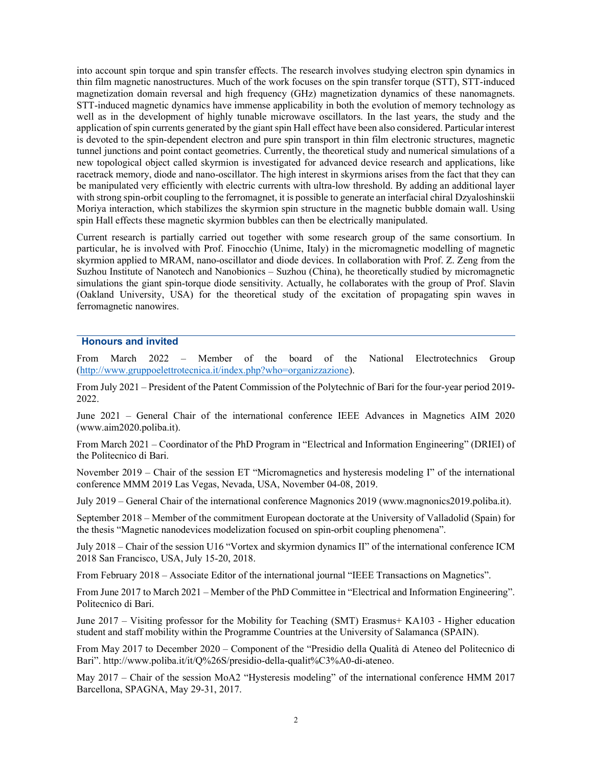into account spin torque and spin transfer effects. The research involves studying electron spin dynamics in thin film magnetic nanostructures. Much of the work focuses on the spin transfer torque (STT), STT-induced magnetization domain reversal and high frequency (GHz) magnetization dynamics of these nanomagnets. STT-induced magnetic dynamics have immense applicability in both the evolution of memory technology as well as in the development of highly tunable microwave oscillators. In the last years, the study and the application of spin currents generated by the giant spin Hall effect have been also considered. Particular interest is devoted to the spin-dependent electron and pure spin transport in thin film electronic structures, magnetic tunnel junctions and point contact geometries. Currently, the theoretical study and numerical simulations of a new topological object called skyrmion is investigated for advanced device research and applications, like racetrack memory, diode and nano-oscillator. The high interest in skyrmions arises from the fact that they can be manipulated very efficiently with electric currents with ultra-low threshold. By adding an additional layer with strong spin-orbit coupling to the ferromagnet, it is possible to generate an interfacial chiral Dzyaloshinskii Moriya interaction, which stabilizes the skyrmion spin structure in the magnetic bubble domain wall. Using spin Hall effects these magnetic skyrmion bubbles can then be electrically manipulated.

Current research is partially carried out together with some research group of the same consortium. In particular, he is involved with Prof. Finocchio (Unime, Italy) in the micromagnetic modelling of magnetic skyrmion applied to MRAM, nano-oscillator and diode devices. In collaboration with Prof. Z. Zeng from the Suzhou Institute of Nanotech and Nanobionics – Suzhou (China), he theoretically studied by micromagnetic simulations the giant spin-torque diode sensitivity. Actually, he collaborates with the group of Prof. Slavin (Oakland University, USA) for the theoretical study of the excitation of propagating spin waves in ferromagnetic nanowires.

## Honours and invited

From March 2022 – Member of the board of the National Electrotechnics Group (http://www.gruppoelettrotecnica.it/index.php?who=organizzazione).

From July 2021 – President of the Patent Commission of the Polytechnic of Bari for the four-year period 2019-2022.

June 2021 – General Chair of the international conference IEEE Advances in Magnetics AIM 2020 (www.aim2020.poliba.it).

From March 2021 – Coordinator of the PhD Program in “Electrical and Information Engineering” (DRIEI) of the Politecnico di Bari.

November 2019 – Chair of the session ET “Micromagnetics and hysteresis modeling I” of the international conference MMM 2019 Las Vegas, Nevada, USA, November 04-08, 2019.

July 2019 – General Chair of the international conference Magnonics 2019 (www.magnonics2019.poliba.it).

September 2018 – Member of the commitment European doctorate at the University of Valladolid (Spain) for the thesis “Magnetic nanodevices modelization focused on spin-orbit coupling phenomena”.

July 2018 – Chair of the session U16 “Vortex and skyrmion dynamics II” of the international conference ICM 2018 San Francisco, USA, July 15-20, 2018.

From February 2018 – Associate Editor of the international journal “IEEE Transactions on Magnetics”.

From June 2017 to March 2021 – Member of the PhD Committee in “Electrical and Information Engineering”. Politecnico di Bari.

June 2017 – Visiting professor for the Mobility for Teaching (SMT) Erasmus+ KA103 - Higher education student and staff mobility within the Programme Countries at the University of Salamanca (SPAIN).

From May 2017 to December 2020 – Component of the “Presidio della Qualità di Ateneo del Politecnico di Bari”. http://www.poliba.it/it/Q%26S/presidio-della-qualit%C3%A0-di-ateneo.

May 2017 – Chair of the session MoA2 “Hysteresis modeling” of the international conference HMM 2017 Barcellona, SPAGNA, May 29-31, 2017.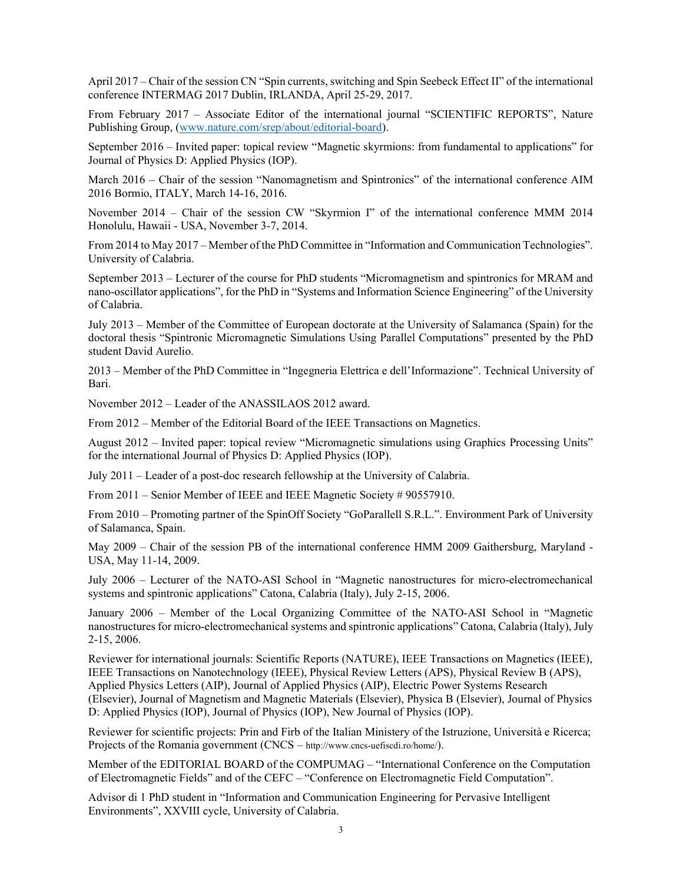April 2017 – Chair of the session CN "Spin currents, switching and Spin Seebeck Effect II" of the international conference INTERMAG 2017 Dublin, IRLANDA, April 25-29, 2017.

From February 2017 – Associate Editor of the international journal "SCIENTIFIC REPORTS", Nature Publishing Group, (www.nature.com/srep/about/editorial-board).

September 2016 – Invited paper: topical review "Magnetic skyrmions: from fundamental to applications" for Journal of Physics D: Applied Physics (IOP).

March 2016 – Chair of the session "Nanomagnetism and Spintronics" of the international conference AIM 2016 Bormio, ITALY, March 14-16, 2016.

November 2014 – Chair of the session CW "Skyrmion I" of the international conference MMM 2014 Honolulu, Hawaii - USA, November 3-7, 2014.

From 2014 to May 2017 – Member of the PhD Committee in "Information and Communication Technologies". University of Calabria.

September 2013 – Lecturer of the course for PhD students "Micromagnetism and spintronics for MRAM and nano-oscillator applications", for the PhD in "Systems and Information Science Engineering" of the University of Calabria.

July 2013 – Member of the Committee of European doctorate at the University of Salamanca (Spain) for the doctoral thesis "Spintronic Micromagnetic Simulations Using Parallel Computations" presented by the PhD student David Aurelio.

2013 – Member of the PhD Committee in "Ingegneria Elettrica e dell'Informazione". Technical University of Bari.

November 2012 – Leader of the ANASSILAOS 2012 award.

From 2012 – Member of the Editorial Board of the IEEE Transactions on Magnetics.

August 2012 – Invited paper: topical review "Micromagnetic simulations using Graphics Processing Units" for the international Journal of Physics D: Applied Physics (IOP).

July 2011 – Leader of a post-doc research fellowship at the University of Calabria.

From 2011 – Senior Member of IEEE and IEEE Magnetic Society # 90557910.

From 2010 – Promoting partner of the SpinOff Society "GoParallell S.R.L.". Environment Park of University of Salamanca, Spain.

May 2009 – Chair of the session PB of the international conference HMM 2009 Gaithersburg, Maryland - USA, May 11-14, 2009.

July 2006 – Lecturer of the NATO-ASI School in "Magnetic nanostructures for micro-electromechanical systems and spintronic applications" Catona, Calabria (Italy), July 2-15, 2006.

January 2006 – Member of the Local Organizing Committee of the NATO-ASI School in "Magnetic nanostructures for micro-electromechanical systems and spintronic applications" Catona, Calabria (Italy), July 2-15, 2006.

Reviewer for international journals: Scientific Reports (NATURE), IEEE Transactions on Magnetics (IEEE), IEEE Transactions on Nanotechnology (IEEE), Physical Review Letters (APS), Physical Review B (APS), Applied Physics Letters (AIP), Journal of Applied Physics (AIP), Electric Power Systems Research (Elsevier), Journal of Magnetism and Magnetic Materials (Elsevier), Physica B (Elsevier), Journal of Physics D: Applied Physics (IOP), Journal of Physics (IOP), New Journal of Physics (IOP).

Reviewer for scientific projects: Prin and Firb of the Italian Ministery of the Istruzione, Università e Ricerca; Projects of the Romania government (CNCS – http://www.cncs-uefiscdi.ro/home/).

Member of the EDITORIAL BOARD of the COMPUMAG – "International Conference on the Computation of Electromagnetic Fields" and of the CEFC – "Conference on Electromagnetic Field Computation".

Advisor di 1 PhD student in "Information and Communication Engineering for Pervasive Intelligent Environments", XXVIII cycle, University of Calabria.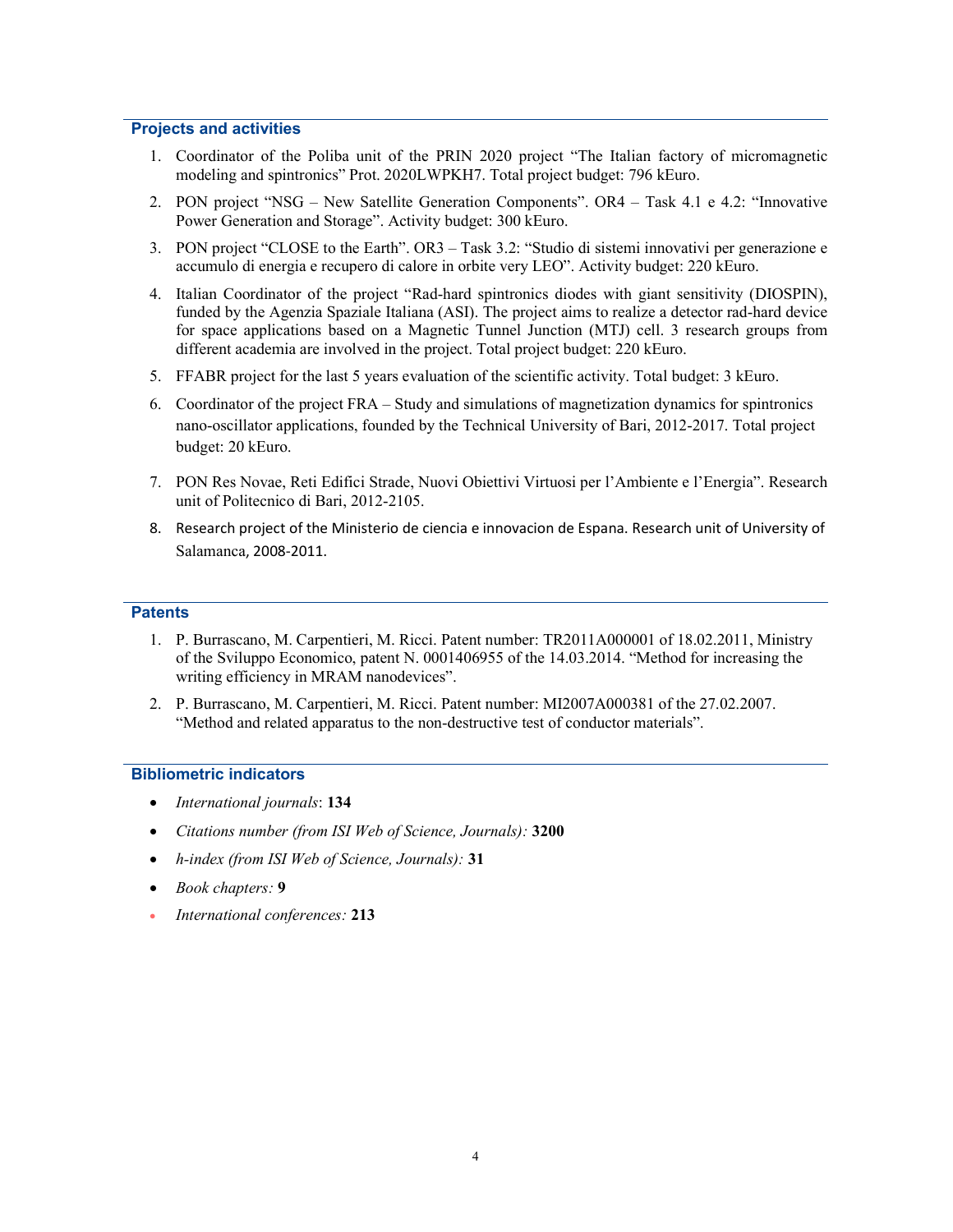## Projects and activities

1. Coordinator of the Poliba unit of the PRIN 2020 project "The Italian factory of micromagnetic modeling and spintronics" Prot. 2020LWPKH7. Total project budget: 796 kEuro.
2. PON project "NSG – New Satellite Generation Components". OR4 – Task 4.1 e 4.2: "Innovative Power Generation and Storage". Activity budget: 300 kEuro.
3. PON project "CLOSE to the Earth". OR3 – Task 3.2: "Studio di sistemi innovativi per generazione e accumulo di energia e recupero di calore in orbite very LEO". Activity budget: 220 kEuro.
4. Italian Coordinator of the project "Rad-hard spintronics diodes with giant sensitivity (DIOSPIN), funded by the Agenzia Spaziale Italiana (ASI). The project aims to realize a detector rad-hard device for space applications based on a Magnetic Tunnel Junction (MTJ) cell. 3 research groups from different academia are involved in the project. Total project budget: 220 kEuro.
5. FFABR project for the last 5 years evaluation of the scientific activity. Total budget: 3 kEuro.
6. Coordinator of the project FRA – Study and simulations of magnetization dynamics for spintronics nano-oscillator applications, founded by the Technical University of Bari, 2012-2017. Total project budget: 20 kEuro.
7. PON Res Novae, Reti Edifici Strade, Nuovi Obiettivi Virtuosi per l'Ambiente e l'Energia". Research unit of Politecnico di Bari, 2012-2105.
8. Research project of the Ministerio de ciencia e innovacion de Espana. Research unit of University of Salamanca, 2008-2011.

## Patents

1. P. Burrascano, M. Carpentieri, M. Ricci. Patent number: TR2011A000001 of 18.02.2011, Ministry of the Sviluppo Economico, patent N. 0001406955 of the 14.03.2014. "Method for increasing the writing efficiency in MRAM nanodevices".
2. P. Burrascano, M. Carpentieri, M. Ricci. Patent number: MI2007A000381 of the 27.02.2007. "Method and related apparatus to the non-destructive test of conductor materials".

## Bibliometric indicators

- *International journals*: **134**
- *Citations number (from ISI Web of Science, Journals):* **3200**
- *h-index (from ISI Web of Science, Journals):* **31**
- *Book chapters:* **9**
- *International conferences:* **213**